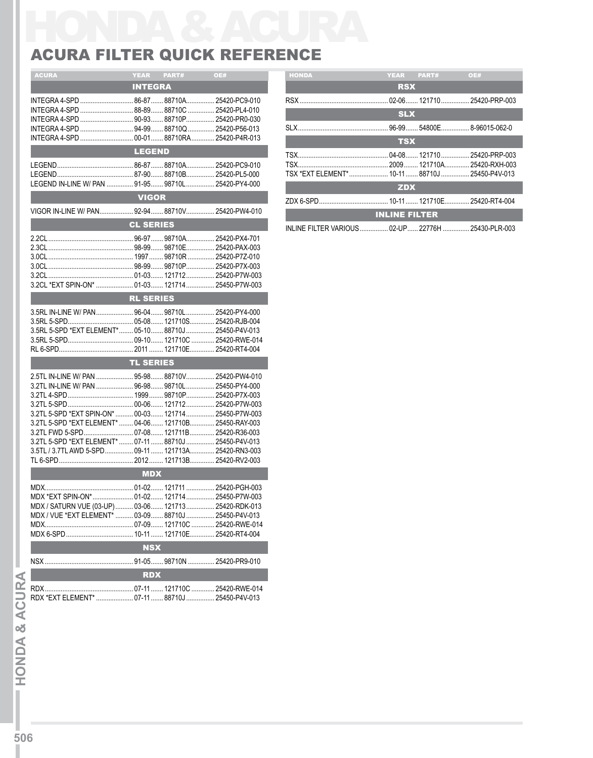# HONDA & ACURA

## ACURA FILTER QUICK REFERENCE

| ACURA | YEAR | PART# | OE# |
|---|---|---|---|
| **INTEGRA** | | | |
| INTEGRA 4-SPD | 86-87 | 88710A | 25420-PC9-010 |
| INTEGRA 4-SPD | 88-89 | 88710C | 25420-PL4-010 |
| INTEGRA 4-SPD | 90-93 | 88710P | 25420-PR0-030 |
| INTEGRA 4-SPD | 94-99 | 88710Q | 25420-P56-013 |
| INTEGRA 4-SPD | 00-01 | 88710RA | 25420-P4R-013 |
| **LEGEND** | | | |
| LEGEND | 86-87 | 88710A | 25420-PC9-010 |
| LEGEND | 87-90 | 88710B | 25420-PL5-000 |
| LEGEND IN-LINE W/ PAN | 91-95 | 98710L | 25420-PY4-000 |
| **VIGOR** | | | |
| VIGOR IN-LINE W/ PAN | 92-94 | 88710V | 25420-PW4-010 |
| **CL SERIES** | | | |
| 2.2CL | 96-97 | 98710A | 25420-PX4-701 |
| 2.3CL | 98-99 | 98710E | 25420-PAX-003 |
| 3.0CL | 1997 | 98710R | 25420-P7Z-010 |
| 3.0CL | 98-99 | 98710P | 25420-P7X-003 |
| 3.2CL | 01-03 | 121712 | 25420-P7W-003 |
| 3.2CL *EXT SPIN-ON* | 01-03 | 121714 | 25450-P7W-003 |
| **RL SERIES** | | | |
| 3.5RL IN-LINE W/ PAN | 96-04 | 98710L | 25420-PY4-000 |
| 3.5RL 5-SPD | 05-08 | 121710S | 25420-RJB-004 |
| 3.5RL 5-SPD *EXT ELEMENT* | 05-10 | 88710J | 25450-P4V-013 |
| 3.5RL 5-SPD | 09-10 | 121710C | 25420-RWE-014 |
| RL 6-SPD | 2011 | 121710E | 25420-RT4-004 |
| **TL SERIES** | | | |
| 2.5TL IN-LINE W/ PAN | 95-98 | 88710V | 25420-PW4-010 |
| 3.2TL IN-LINE W/ PAN | 96-98 | 98710L | 25450-PY4-000 |
| 3.2TL 4-SPD | 1999 | 98710P | 25420-P7X-003 |
| 3.2TL 5-SPD | 00-06 | 121712 | 25420-P7W-003 |
| 3.2TL 5-SPD *EXT SPIN-ON* | 00-03 | 121714 | 25450-P7W-003 |
| 3.2TL 5-SPD *EXT ELEMENT* | 04-06 | 121710B | 25450-RAY-003 |
| 3.2TL FWD 5-SPD | 07-08 | 121711B | 25420-R36-003 |
| 3.2TL 5-SPD *EXT ELEMENT* | 07-11 | 88710J | 25450-P4V-013 |
| 3.5TL / 3.7TL AWD 5-SPD | 09-11 | 121713A | 25420-RN3-003 |
| TL 6-SPD | 2012 | 121713B | 25420-RV2-003 |
| **MDX** | | | |
| MDX | 01-02 | 121711 | 25420-PGH-003 |
| MDX *EXT SPIN-ON* | 01-02 | 121714 | 25450-P7W-003 |
| MDX / SATURN VUE (03-UP) | 03-06 | 121713 | 25420-RDK-013 |
| MDX / VUE *EXT ELEMENT* | 03-09 | 88710J | 25450-P4V-013 |
| MDX | 07-09 | 121710C | 25420-RWE-014 |
| MDX 6-SPD | 10-11 | 121710E | 25420-RT4-004 |
| **NSX** | | | |
| NSX | 91-05 | 98710N | 25420-PR9-010 |
| **RDX** | | | |
| RDX | 07-11 | 121710C | 25420-RWE-014 |
| RDX *EXT ELEMENT* | 07-11 | 88710J | 25450-P4V-013 |

| HONDA | YEAR | PART# | OE# |
|---|---|---|---|
| **RSX** | | | |
| RSX | 02-06 | 121710 | 25420-PRP-003 |
| **SLX** | | | |
| SLX | 96-99 | 54800E | 8-96015-062-0 |
| **TSX** | | | |
| TSX | 04-08 | 121710 | 25420-PRP-003 |
| TSX | 2009 | 121710A | 25420-RXH-003 |
| TSX *EXT ELEMENT* | 10-11 | 88710J | 25450-P4V-013 |
| **ZDX** | | | |
| ZDX 6-SPD | 10-11 | 121710E | 25420-RT4-004 |
| **INLINE FILTER** | | | |
| INLINE FILTER VARIOUS | 02-UP | 22776H | 25430-PLR-003 |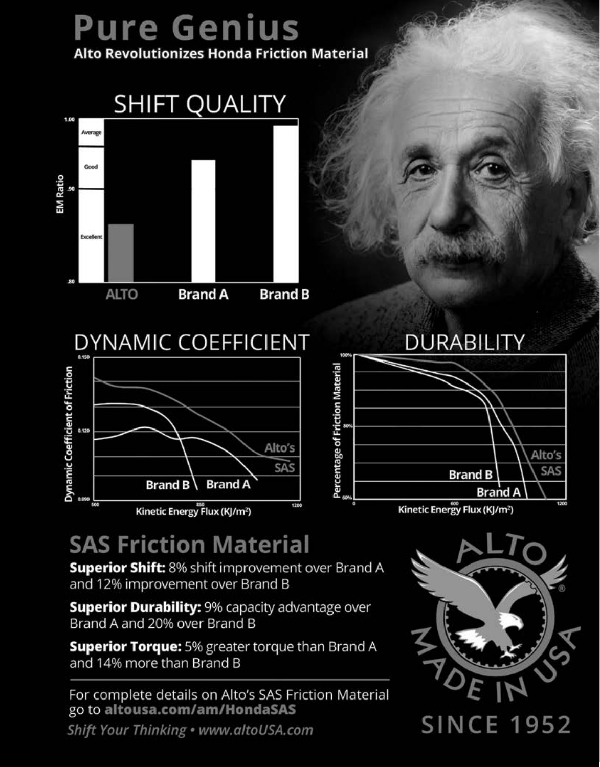# Pure Genius

**Alto Revolutionizes Honda Friction Material**

## SHIFT QUALITY

1.00
Average
Good
.90
Excellent
.80
EM Ratio
ALTO
Brand A
Brand B

## DYNAMIC COEFFICIENT

0.150
0.120
0.090
Dynamic Coefficient of Friction
500
850
1200
Kinetic Energy Flux (KJ/m²)
Alto's SAS
Brand B
Brand A

## DURABILITY

100%
80%
60%
Percentage of Friction Material
0
600
1200
Kinetic Energy Flux (KJ/m²)
Alto's SAS
Brand B
Brand A

## SAS Friction Material

**Superior Shift:** 8% shift improvement over Brand A and 12% improvement over Brand B

**Superior Durability:** 9% capacity advantage over Brand A and 20% over Brand B

**Superior Torque:** 5% greater torque than Brand A and 14% more than Brand B

---

For complete details on Alto's SAS Friction Material go to **altousa.com/am/HondaSAS**

*Shift Your Thinking • www.altoUSA.com*

ALTO® MADE IN USA

SINCE 1952